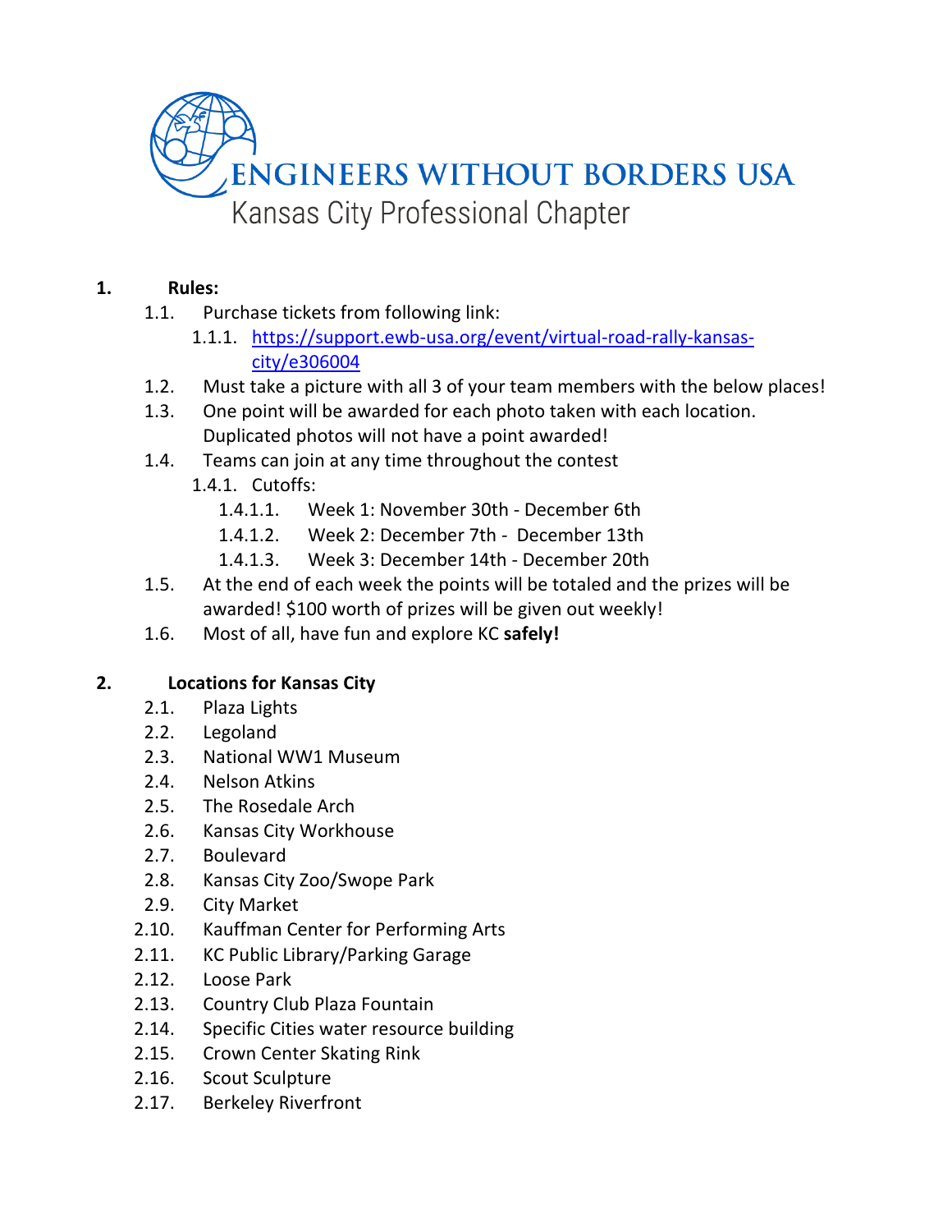# ENGINEERS WITHOUT BORDERS USA

Kansas City Professional Chapter

1. **Rules:**
    - 1.1. Purchase tickets from following link:
        - 1.1.1. [https://support.ewb-usa.org/event/virtual-road-rally-kansas-city/e306004](https://support.ewb-usa.org/event/virtual-road-rally-kansas-city/e306004)
    - 1.2. Must take a picture with all 3 of your team members with the below places!
    - 1.3. One point will be awarded for each photo taken with each location. Duplicated photos will not have a point awarded!
    - 1.4. Teams can join at any time throughout the contest
        - 1.4.1. Cutoffs:
            - 1.4.1.1. Week 1: November 30th - December 6th
            - 1.4.1.2. Week 2: December 7th - December 13th
            - 1.4.1.3. Week 3: December 14th - December 20th
    - 1.5. At the end of each week the points will be totaled and the prizes will be awarded! $100 worth of prizes will be given out weekly!
    - 1.6. Most of all, have fun and explore KC **safely!**

2. **Locations for Kansas City**
    - 2.1. Plaza Lights
    - 2.2. Legoland
    - 2.3. National WW1 Museum
    - 2.4. Nelson Atkins
    - 2.5. The Rosedale Arch
    - 2.6. Kansas City Workhouse
    - 2.7. Boulevard
    - 2.8. Kansas City Zoo/Swope Park
    - 2.9. City Market
    - 2.10. Kauffman Center for Performing Arts
    - 2.11. KC Public Library/Parking Garage
    - 2.12. Loose Park
    - 2.13. Country Club Plaza Fountain
    - 2.14. Specific Cities water resource building
    - 2.15. Crown Center Skating Rink
    - 2.16. Scout Sculpture
    - 2.17. Berkeley Riverfront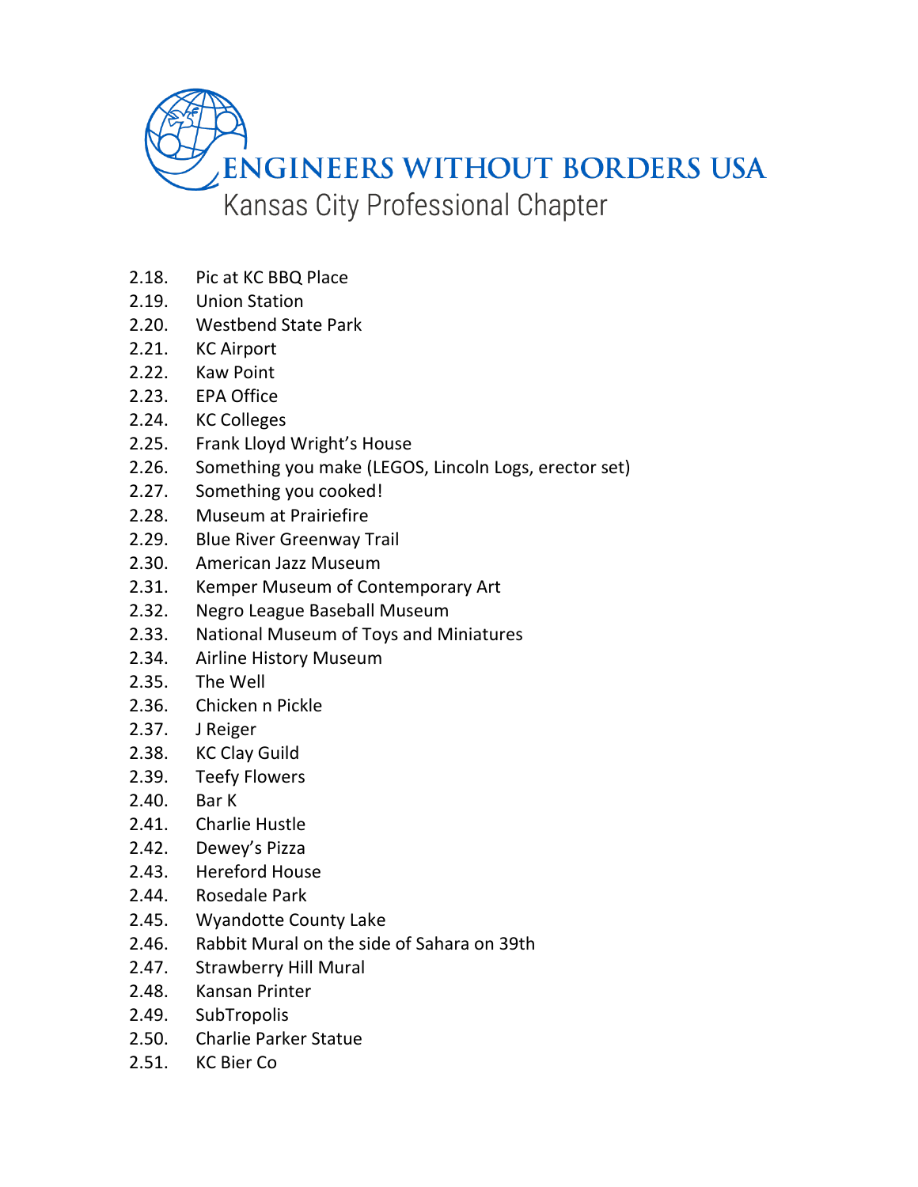2.18. Pic at KC BBQ Place
2.19. Union Station
2.20. Westbend State Park
2.21. KC Airport
2.22. Kaw Point
2.23. EPA Office
2.24. KC Colleges
2.25. Frank Lloyd Wright's House
2.26. Something you make (LEGOS, Lincoln Logs, erector set)
2.27. Something you cooked!
2.28. Museum at Prairiefire
2.29. Blue River Greenway Trail
2.30. American Jazz Museum
2.31. Kemper Museum of Contemporary Art
2.32. Negro League Baseball Museum
2.33. National Museum of Toys and Miniatures
2.34. Airline History Museum
2.35. The Well
2.36. Chicken n Pickle
2.37. J Reiger
2.38. KC Clay Guild
2.39. Teefy Flowers
2.40. Bar K
2.41. Charlie Hustle
2.42. Dewey's Pizza
2.43. Hereford House
2.44. Rosedale Park
2.45. Wyandotte County Lake
2.46. Rabbit Mural on the side of Sahara on 39th
2.47. Strawberry Hill Mural
2.48. Kansan Printer
2.49. SubTropolis
2.50. Charlie Parker Statue
2.51. KC Bier Co